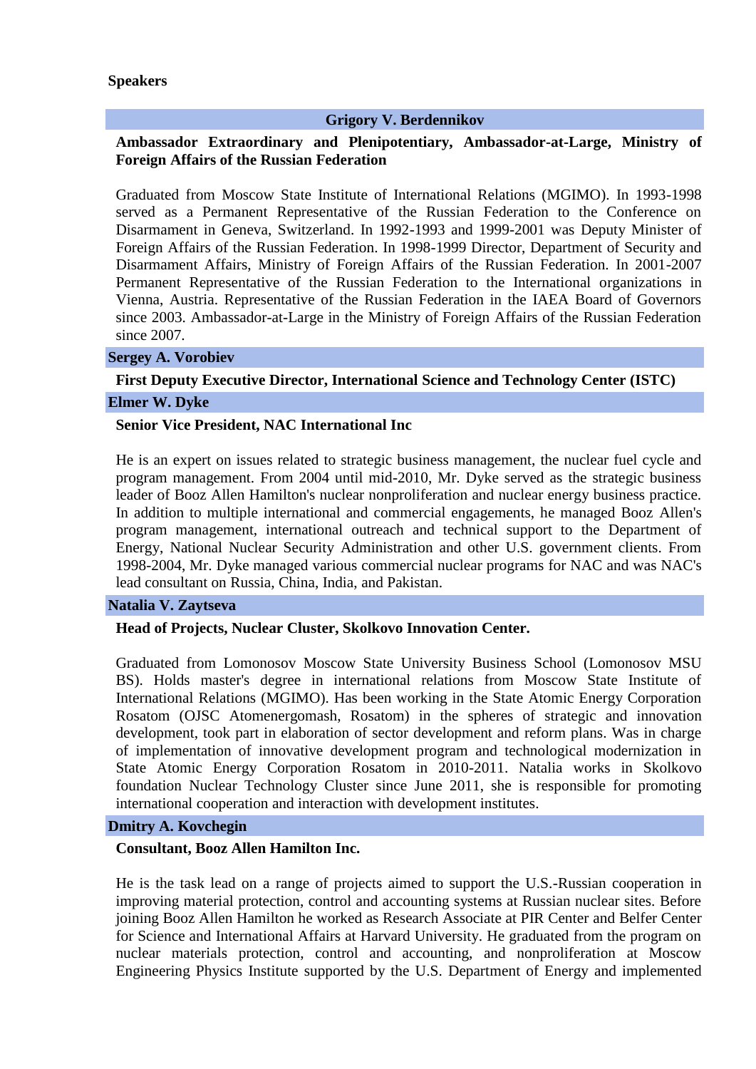**Speakers**

## Grigory V. Berdennikov

**Ambassador Extraordinary and Plenipotentiary, Ambassador-at-Large, Ministry of Foreign Affairs of the Russian Federation**

Graduated from Moscow State Institute of International Relations (MGIMO). In 1993-1998 served as a Permanent Representative of the Russian Federation to the Conference on Disarmament in Geneva, Switzerland. In 1992-1993 and 1999-2001 was Deputy Minister of Foreign Affairs of the Russian Federation. In 1998-1999 Director, Department of Security and Disarmament Affairs, Ministry of Foreign Affairs of the Russian Federation. In 2001-2007 Permanent Representative of the Russian Federation to the International organizations in Vienna, Austria. Representative of the Russian Federation in the IAEA Board of Governors since 2003. Ambassador-at-Large in the Ministry of Foreign Affairs of the Russian Federation since 2007.

## Sergey A. Vorobiev

**First Deputy Executive Director, International Science and Technology Center (ISTC)**

## Elmer W. Dyke

**Senior Vice President, NAC International Inc**

He is an expert on issues related to strategic business management, the nuclear fuel cycle and program management. From 2004 until mid-2010, Mr. Dyke served as the strategic business leader of Booz Allen Hamilton's nuclear nonproliferation and nuclear energy business practice. In addition to multiple international and commercial engagements, he managed Booz Allen's program management, international outreach and technical support to the Department of Energy, National Nuclear Security Administration and other U.S. government clients. From 1998-2004, Mr. Dyke managed various commercial nuclear programs for NAC and was NAC's lead consultant on Russia, China, India, and Pakistan.

## Natalia V. Zaytseva

**Head of Projects, Nuclear Cluster, Skolkovo Innovation Center.**

Graduated from Lomonosov Moscow State University Business School (Lomonosov MSU BS). Holds master's degree in international relations from Moscow State Institute of International Relations (MGIMO). Has been working in the State Atomic Energy Corporation Rosatom (OJSC Atomenergomash, Rosatom) in the spheres of strategic and innovation development, took part in elaboration of sector development and reform plans. Was in charge of implementation of innovative development program and technological modernization in State Atomic Energy Corporation Rosatom in 2010-2011. Natalia works in Skolkovo foundation Nuclear Technology Cluster since June 2011, she is responsible for promoting international cooperation and interaction with development institutes.

## Dmitry A. Kovchegin

**Consultant, Booz Allen Hamilton Inc.**

He is the task lead on a range of projects aimed to support the U.S.-Russian cooperation in improving material protection, control and accounting systems at Russian nuclear sites. Before joining Booz Allen Hamilton he worked as Research Associate at PIR Center and Belfer Center for Science and International Affairs at Harvard University. He graduated from the program on nuclear materials protection, control and accounting, and nonproliferation at Moscow Engineering Physics Institute supported by the U.S. Department of Energy and implemented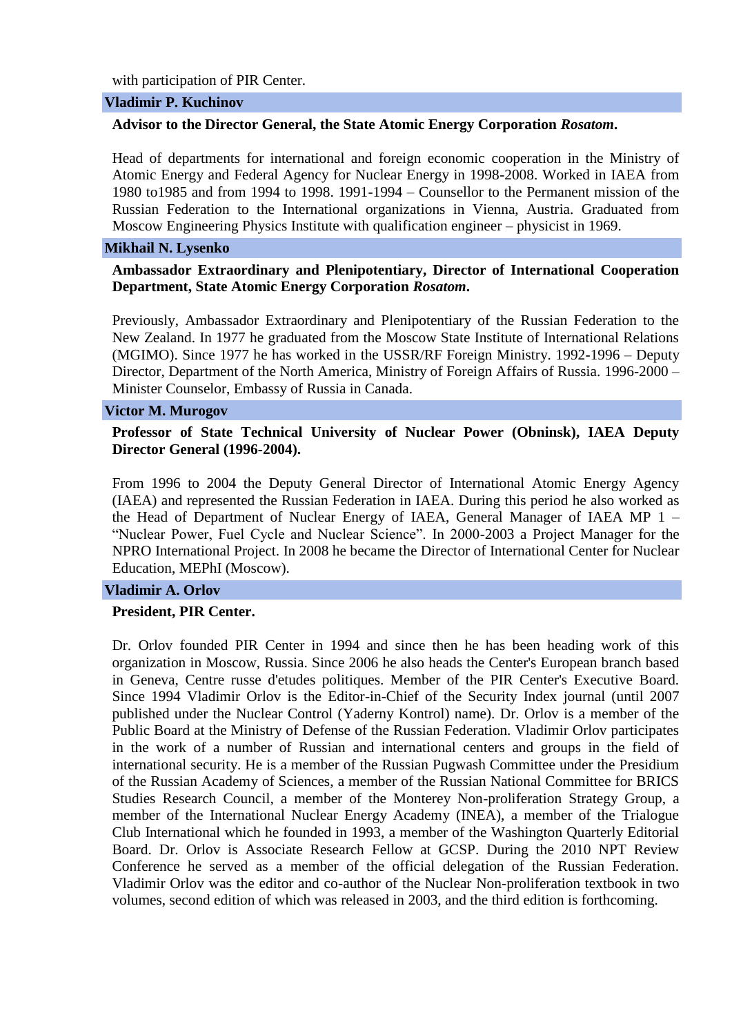with participation of PIR Center.

### Vladimir P. Kuchinov

**Advisor to the Director General, the State Atomic Energy Corporation *Rosatom*.**

Head of departments for international and foreign economic cooperation in the Ministry of Atomic Energy and Federal Agency for Nuclear Energy in 1998-2008. Worked in IAEA from 1980 to1985 and from 1994 to 1998. 1991-1994 – Counsellor to the Permanent mission of the Russian Federation to the International organizations in Vienna, Austria. Graduated from Moscow Engineering Physics Institute with qualification engineer – physicist in 1969.

### Mikhail N. Lysenko

**Ambassador Extraordinary and Plenipotentiary, Director of International Cooperation Department, State Atomic Energy Corporation *Rosatom*.**

Previously, Ambassador Extraordinary and Plenipotentiary of the Russian Federation to the New Zealand. In 1977 he graduated from the Moscow State Institute of International Relations (MGIMO). Since 1977 he has worked in the USSR/RF Foreign Ministry. 1992-1996 – Deputy Director, Department of the North America, Ministry of Foreign Affairs of Russia. 1996-2000 – Minister Counselor, Embassy of Russia in Canada.

### Victor M. Murogov

**Professor of State Technical University of Nuclear Power (Obninsk), IAEA Deputy Director General (1996-2004).**

From 1996 to 2004 the Deputy General Director of International Atomic Energy Agency (IAEA) and represented the Russian Federation in IAEA. During this period he also worked as the Head of Department of Nuclear Energy of IAEA, General Manager of IAEA MP 1 – "Nuclear Power, Fuel Cycle and Nuclear Science". In 2000-2003 a Project Manager for the NPRO International Project. In 2008 he became the Director of International Center for Nuclear Education, MEPhI (Moscow).

### Vladimir A. Orlov

**President, PIR Center.**

Dr. Orlov founded PIR Center in 1994 and since then he has been heading work of this organization in Moscow, Russia. Since 2006 he also heads the Center's European branch based in Geneva, Centre russe d'etudes politiques. Member of the PIR Center's Executive Board. Since 1994 Vladimir Orlov is the Editor-in-Chief of the Security Index journal (until 2007 published under the Nuclear Control (Yaderny Kontrol) name). Dr. Orlov is a member of the Public Board at the Ministry of Defense of the Russian Federation. Vladimir Orlov participates in the work of a number of Russian and international centers and groups in the field of international security. He is a member of the Russian Pugwash Committee under the Presidium of the Russian Academy of Sciences, a member of the Russian National Committee for BRICS Studies Research Council, a member of the Monterey Non-proliferation Strategy Group, a member of the International Nuclear Energy Academy (INEA), a member of the Trialogue Club International which he founded in 1993, a member of the Washington Quarterly Editorial Board. Dr. Orlov is Associate Research Fellow at GCSP. During the 2010 NPT Review Conference he served as a member of the official delegation of the Russian Federation. Vladimir Orlov was the editor and co-author of the Nuclear Non-proliferation textbook in two volumes, second edition of which was released in 2003, and the third edition is forthcoming.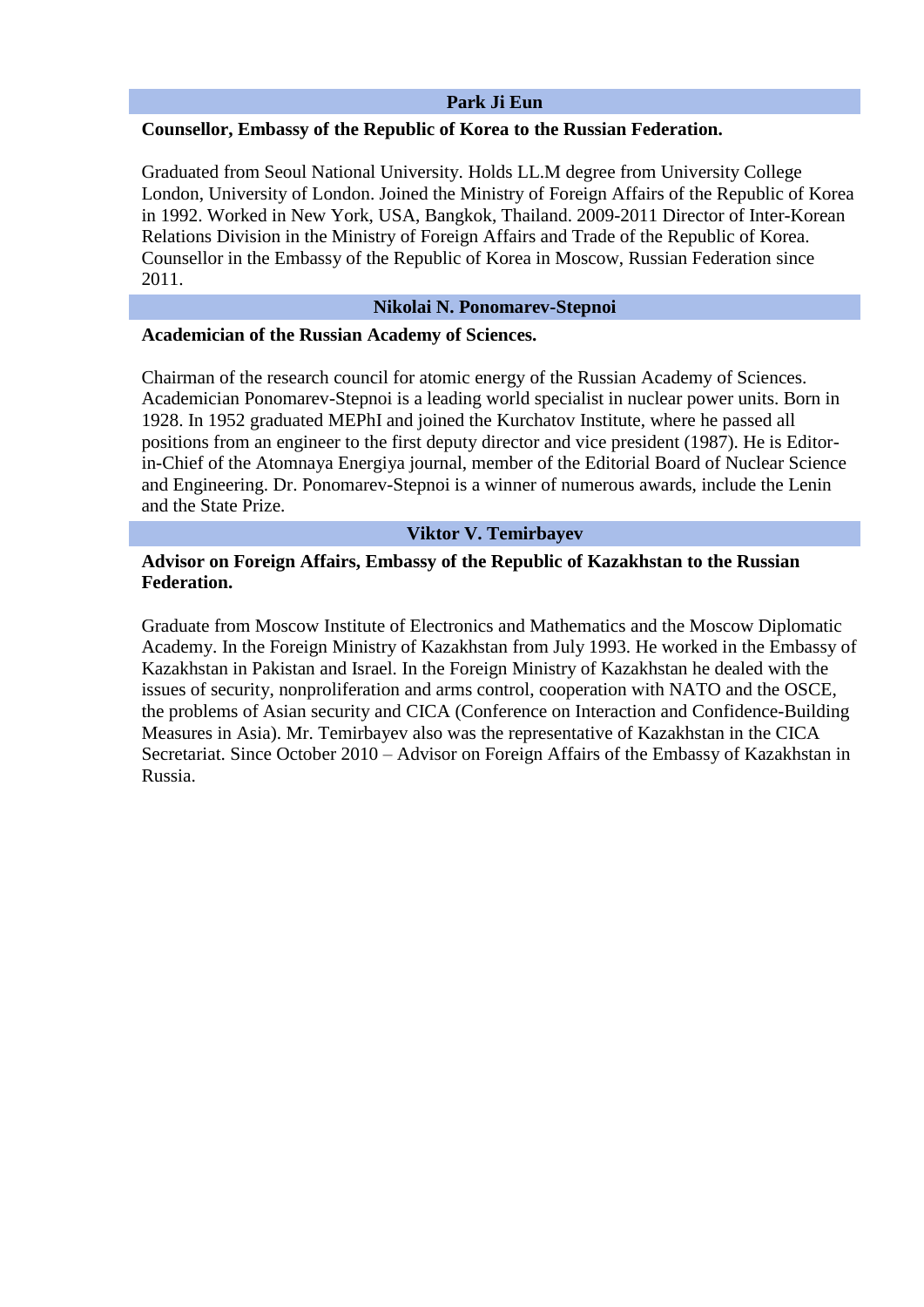## Park Ji Eun

**Counsellor, Embassy of the Republic of Korea to the Russian Federation.**

Graduated from Seoul National University. Holds LL.M degree from University College London, University of London. Joined the Ministry of Foreign Affairs of the Republic of Korea in 1992. Worked in New York, USA, Bangkok, Thailand. 2009-2011 Director of Inter-Korean Relations Division in the Ministry of Foreign Affairs and Trade of the Republic of Korea. Counsellor in the Embassy of the Republic of Korea in Moscow, Russian Federation since 2011.

## Nikolai N. Ponomarev-Stepnoi

**Academician of the Russian Academy of Sciences.**

Chairman of the research council for atomic energy of the Russian Academy of Sciences. Academician Ponomarev-Stepnoi is a leading world specialist in nuclear power units. Born in 1928. In 1952 graduated MEPhI and joined the Kurchatov Institute, where he passed all positions from an engineer to the first deputy director and vice president (1987). He is Editor-in-Chief of the Atomnaya Energiya journal, member of the Editorial Board of Nuclear Science and Engineering. Dr. Ponomarev-Stepnoi is a winner of numerous awards, include the Lenin and the State Prize.

## Viktor V. Temirbayev

**Advisor on Foreign Affairs, Embassy of the Republic of Kazakhstan to the Russian Federation.**

Graduate from Moscow Institute of Electronics and Mathematics and the Moscow Diplomatic Academy. In the Foreign Ministry of Kazakhstan from July 1993. He worked in the Embassy of Kazakhstan in Pakistan and Israel. In the Foreign Ministry of Kazakhstan he dealed with the issues of security, nonproliferation and arms control, cooperation with NATO and the OSCE, the problems of Asian security and CICA (Conference on Interaction and Confidence-Building Measures in Asia). Mr. Temirbayev also was the representative of Kazakhstan in the CICA Secretariat. Since October 2010 – Advisor on Foreign Affairs of the Embassy of Kazakhstan in Russia.